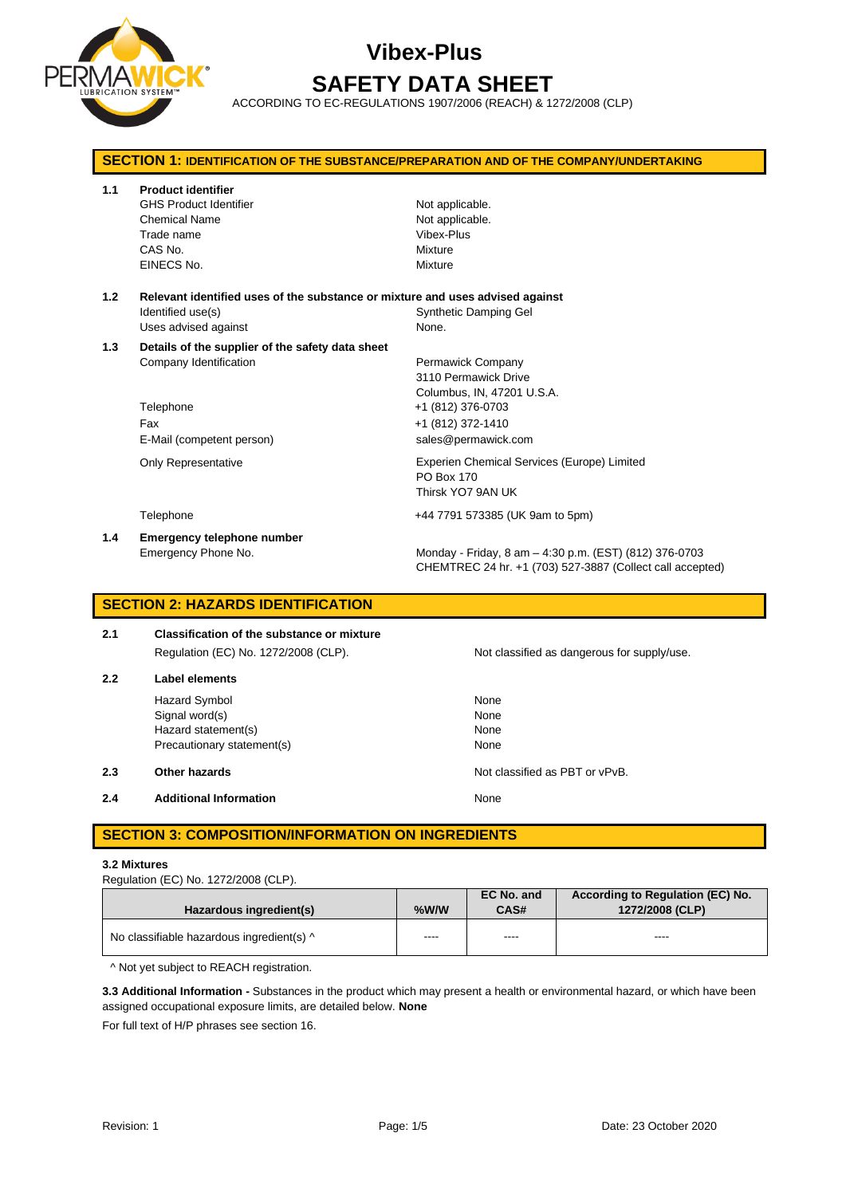# Vibex-Plus

# SAFETY DATA SHEET

ACCORDING TO EC-REGULATIONS 1907/2006 (REACH) & 1272/2008 (CLP)

## SECTION 1: IDENTIFICATION OF THE SUBSTANCE/PREPARATION AND OF THE COMPANY/UNDERTAKING

**1.1 Product identifier**

| | |
|---|---|
| GHS Product Identifier | Not applicable. |
| Chemical Name | Not applicable. |
| Trade name | Vibex-Plus |
| CAS No. | Mixture |
| EINECS No. | Mixture |

**1.2 Relevant identified uses of the substance or mixture and uses advised against**

| | |
|---|---|
| Identified use(s) | Synthetic Damping Gel |
| Uses advised against | None. |

**1.3 Details of the supplier of the safety data sheet**

| | |
|---|---|
| Company Identification | Permawick Company<br>3110 Permawick Drive<br>Columbus, IN, 47201 U.S.A. |
| Telephone | +1 (812) 376-0703 |
| Fax | +1 (812) 372-1410 |
| E-Mail (competent person) | sales@permawick.com |
| Only Representative | Experien Chemical Services (Europe) Limited<br>PO Box 170<br>Thirsk YO7 9AN UK |
| Telephone | +44 7791 573385 (UK 9am to 5pm) |

**1.4 Emergency telephone number**

| | |
|---|---|
| Emergency Phone No. | Monday - Friday, 8 am – 4:30 p.m. (EST) (812) 376-0703<br>CHEMTREC 24 hr. +1 (703) 527-3887 (Collect call accepted) |

## SECTION 2: HAZARDS IDENTIFICATION

**2.1 Classification of the substance or mixture**

| | |
|---|---|
| Regulation (EC) No. 1272/2008 (CLP). | Not classified as dangerous for supply/use. |

**2.2 Label elements**

| | |
|---|---|
| Hazard Symbol | None |
| Signal word(s) | None |
| Hazard statement(s) | None |
| Precautionary statement(s) | None |

**2.3 Other hazards** — Not classified as PBT or vPvB.

**2.4 Additional Information** — None

## SECTION 3: COMPOSITION/INFORMATION ON INGREDIENTS

**3.2 Mixtures**

Regulation (EC) No. 1272/2008 (CLP).

| Hazardous ingredient(s) | %W/W | EC No. and CAS# | According to Regulation (EC) No. 1272/2008 (CLP) |
|---|---|---|---|
| No classifiable hazardous ingredient(s) ^ | ---- | ---- | ---- |

^ Not yet subject to REACH registration.

**3.3 Additional Information -** Substances in the product which may present a health or environmental hazard, or which have been assigned occupational exposure limits, are detailed below. **None**

For full text of H/P phrases see section 16.

Revision: 1 Date: 23 October 2020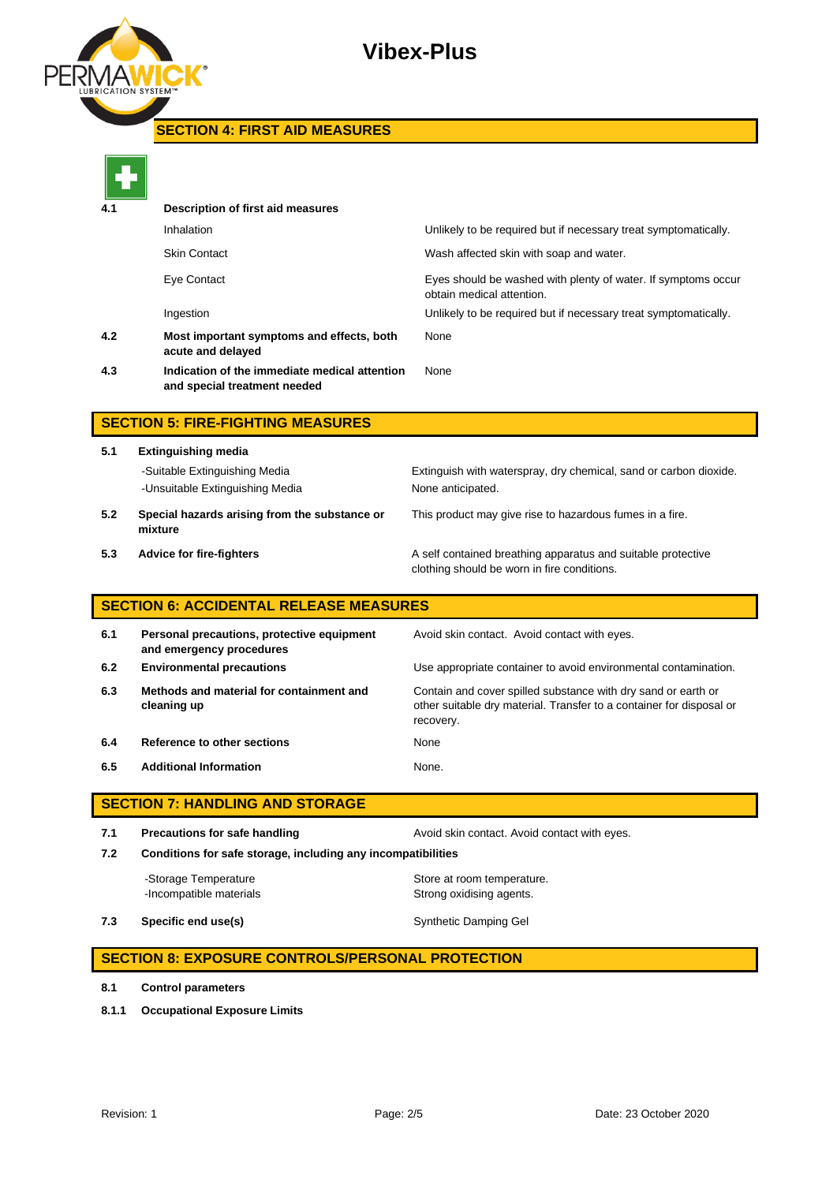## SECTION 4: FIRST AID MEASURES

| | | |
|---|---|---|
| **4.1** | **Description of first aid measures** | |
| | Inhalation | Unlikely to be required but if necessary treat symptomatically. |
| | Skin Contact | Wash affected skin with soap and water. |
| | Eye Contact | Eyes should be washed with plenty of water. If symptoms occur obtain medical attention. |
| | Ingestion | Unlikely to be required but if necessary treat symptomatically. |
| **4.2** | **Most important symptoms and effects, both acute and delayed** | None |
| **4.3** | **Indication of the immediate medical attention and special treatment needed** | None |

## SECTION 5: FIRE-FIGHTING MEASURES

| | | |
|---|---|---|
| **5.1** | **Extinguishing media** | |
| | -Suitable Extinguishing Media | Extinguish with waterspray, dry chemical, sand or carbon dioxide. |
| | -Unsuitable Extinguishing Media | None anticipated. |
| **5.2** | **Special hazards arising from the substance or mixture** | This product may give rise to hazardous fumes in a fire. |
| **5.3** | **Advice for fire-fighters** | A self contained breathing apparatus and suitable protective clothing should be worn in fire conditions. |

## SECTION 6: ACCIDENTAL RELEASE MEASURES

| | | |
|---|---|---|
| **6.1** | **Personal precautions, protective equipment and emergency procedures** | Avoid skin contact. Avoid contact with eyes. |
| **6.2** | **Environmental precautions** | Use appropriate container to avoid environmental contamination. |
| **6.3** | **Methods and material for containment and cleaning up** | Contain and cover spilled substance with dry sand or earth or other suitable dry material. Transfer to a container for disposal or recovery. |
| **6.4** | **Reference to other sections** | None |
| **6.5** | **Additional Information** | None. |

## SECTION 7: HANDLING AND STORAGE

| | | |
|---|---|---|
| **7.1** | **Precautions for safe handling** | Avoid skin contact. Avoid contact with eyes. |
| **7.2** | **Conditions for safe storage, including any incompatibilities** | |
| | -Storage Temperature | Store at room temperature. |
| | -Incompatible materials | Strong oxidising agents. |
| **7.3** | **Specific end use(s)** | Synthetic Damping Gel |

## SECTION 8: EXPOSURE CONTROLS/PERSONAL PROTECTION

**8.1** **Control parameters**

**8.1.1** **Occupational Exposure Limits**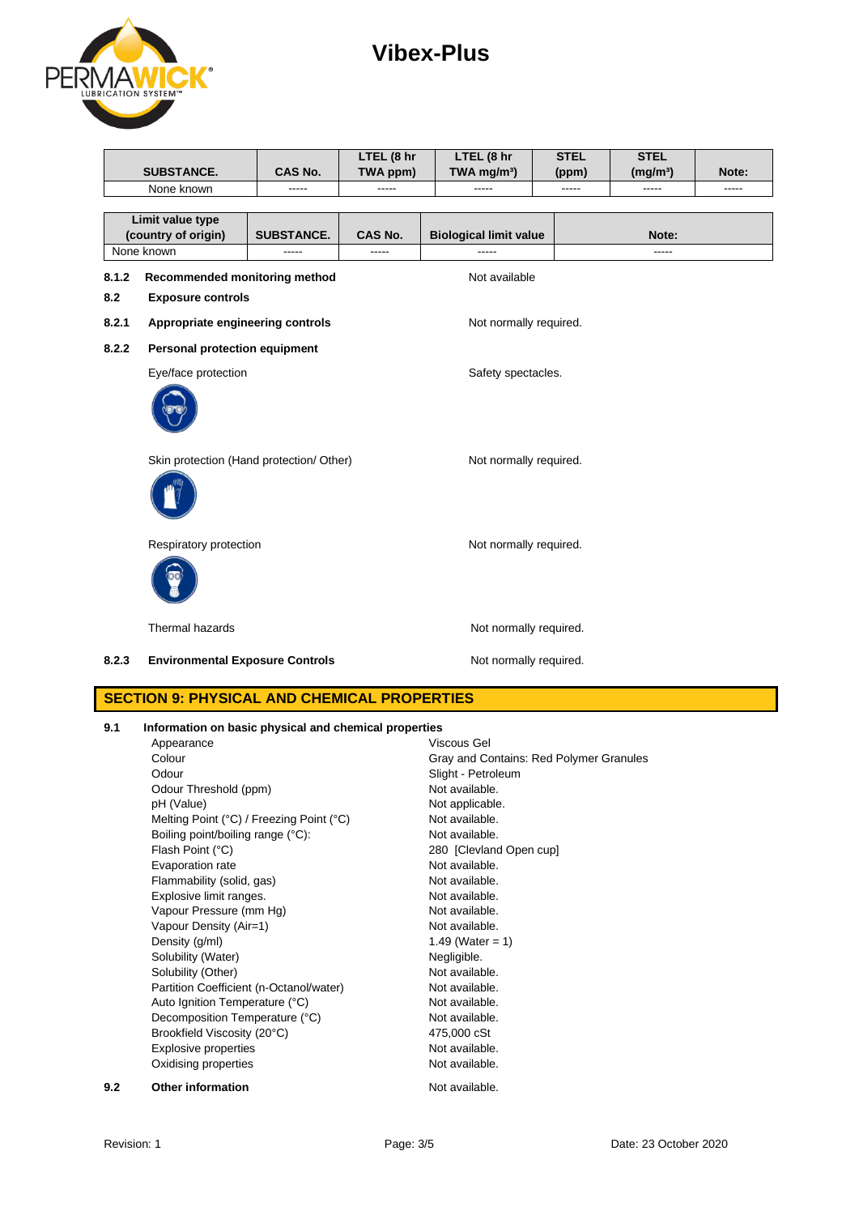| SUBSTANCE. | CAS No. | LTEL (8 hr TWA ppm) | LTEL (8 hr TWA mg/m³) | STEL (ppm) | STEL (mg/m³) | Note: |
|---|---|---|---|---|---|---|
| None known | ----- | ----- | ----- | ----- | ----- | ----- |

| Limit value type (country of origin) | SUBSTANCE. | CAS No. | Biological limit value | Note: |
|---|---|---|---|---|
| None known | ----- | ----- | ----- | ----- |

**8.1.2 Recommended monitoring method** — Not available

**8.2 Exposure controls**

**8.2.1 Appropriate engineering controls** — Not normally required.

**8.2.2 Personal protection equipment**

Eye/face protection — Safety spectacles.

Skin protection (Hand protection/ Other) — Not normally required.

Respiratory protection — Not normally required.

Thermal hazards — Not normally required.

**8.2.3 Environmental Exposure Controls** — Not normally required.

## SECTION 9: PHYSICAL AND CHEMICAL PROPERTIES

**9.1 Information on basic physical and chemical properties**

| Property | Value |
|---|---|
| Appearance | Viscous Gel |
| Colour | Gray and Contains: Red Polymer Granules |
| Odour | Slight - Petroleum |
| Odour Threshold (ppm) | Not available. |
| pH (Value) | Not applicable. |
| Melting Point (°C) / Freezing Point (°C) | Not available. |
| Boiling point/boiling range (°C): | Not available. |
| Flash Point (°C) | 280 [Clevland Open cup] |
| Evaporation rate | Not available. |
| Flammability (solid, gas) | Not available. |
| Explosive limit ranges. | Not available. |
| Vapour Pressure (mm Hg) | Not available. |
| Vapour Density (Air=1) | Not available. |
| Density (g/ml) | 1.49 (Water = 1) |
| Solubility (Water) | Negligible. |
| Solubility (Other) | Not available. |
| Partition Coefficient (n-Octanol/water) | Not available. |
| Auto Ignition Temperature (°C) | Not available. |
| Decomposition Temperature (°C) | Not available. |
| Brookfield Viscosity (20°C) | 475,000 cSt |
| Explosive properties | Not available. |
| Oxidising properties | Not available. |

**9.2 Other information** — Not available.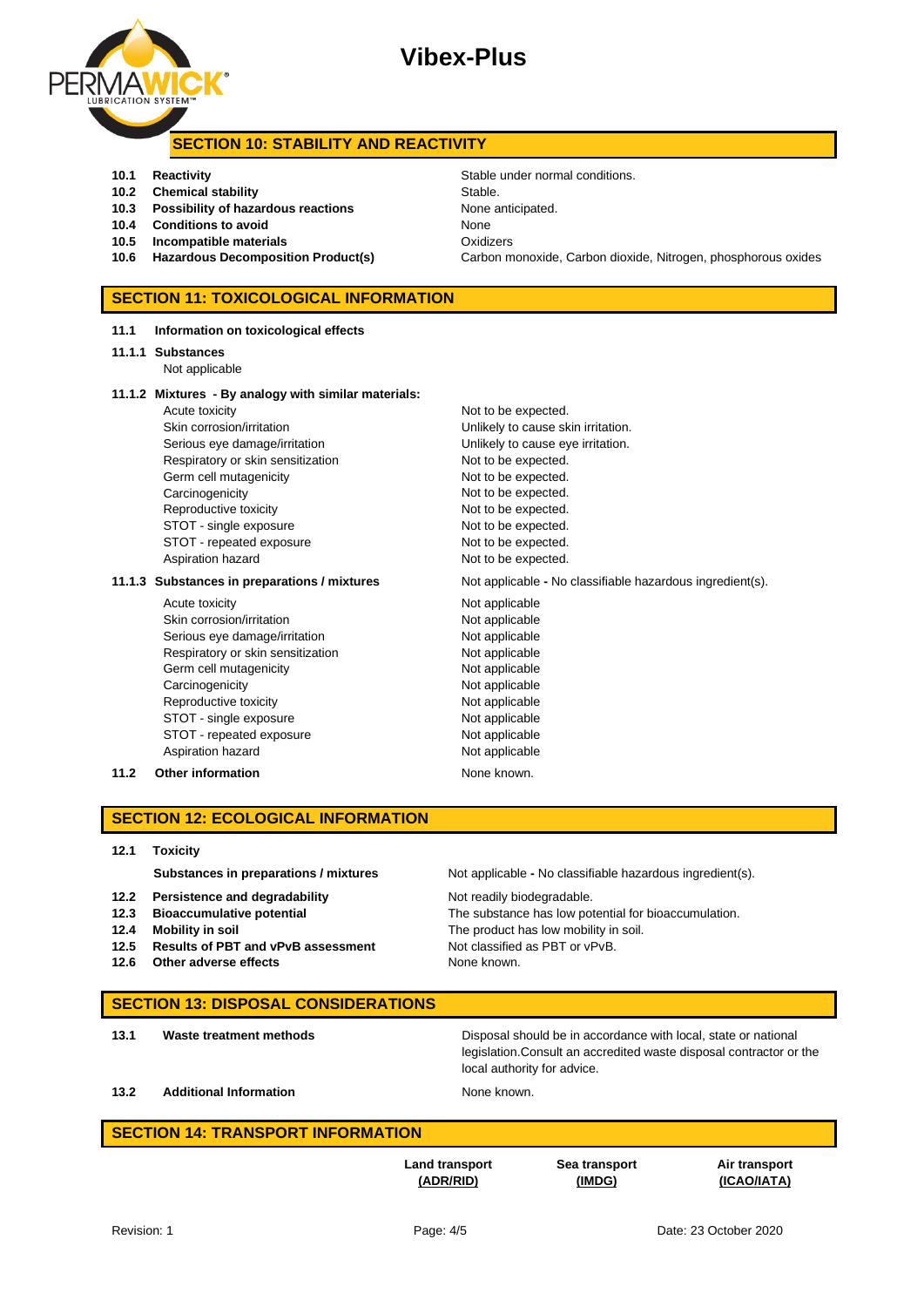## SECTION 10: STABILITY AND REACTIVITY

| | | |
|---|---|---|
| **10.1** | **Reactivity** | Stable under normal conditions. |
| **10.2** | **Chemical stability** | Stable. |
| **10.3** | **Possibility of hazardous reactions** | None anticipated. |
| **10.4** | **Conditions to avoid** | None |
| **10.5** | **Incompatible materials** | Oxidizers |
| **10.6** | **Hazardous Decomposition Product(s)** | Carbon monoxide, Carbon dioxide, Nitrogen, phosphorous oxides |

## SECTION 11: TOXICOLOGICAL INFORMATION

**11.1 Information on toxicological effects**

**11.1.1 Substances**

Not applicable

**11.1.2 Mixtures - By analogy with similar materials:**

| | |
|---|---|
| Acute toxicity | Not to be expected. |
| Skin corrosion/irritation | Unlikely to cause skin irritation. |
| Serious eye damage/irritation | Unlikely to cause eye irritation. |
| Respiratory or skin sensitization | Not to be expected. |
| Germ cell mutagenicity | Not to be expected. |
| Carcinogenicity | Not to be expected. |
| Reproductive toxicity | Not to be expected. |
| STOT - single exposure | Not to be expected. |
| STOT - repeated exposure | Not to be expected. |
| Aspiration hazard | Not to be expected. |

**11.1.3 Substances in preparations / mixtures** — Not applicable - No classifiable hazardous ingredient(s).

| | |
|---|---|
| Acute toxicity | Not applicable |
| Skin corrosion/irritation | Not applicable |
| Serious eye damage/irritation | Not applicable |
| Respiratory or skin sensitization | Not applicable |
| Germ cell mutagenicity | Not applicable |
| Carcinogenicity | Not applicable |
| Reproductive toxicity | Not applicable |
| STOT - single exposure | Not applicable |
| STOT - repeated exposure | Not applicable |
| Aspiration hazard | Not applicable |

**11.2 Other information** — None known.

## SECTION 12: ECOLOGICAL INFORMATION

**12.1 Toxicity**

| | | |
|---|---|---|
| | **Substances in preparations / mixtures** | Not applicable - No classifiable hazardous ingredient(s). |
| **12.2** | **Persistence and degradability** | Not readily biodegradable. |
| **12.3** | **Bioaccumulative potential** | The substance has low potential for bioaccumulation. |
| **12.4** | **Mobility in soil** | The product has low mobility in soil. |
| **12.5** | **Results of PBT and vPvB assessment** | Not classified as PBT or vPvB. |
| **12.6** | **Other adverse effects** | None known. |

## SECTION 13: DISPOSAL CONSIDERATIONS

| | | |
|---|---|---|
| **13.1** | **Waste treatment methods** | Disposal should be in accordance with local, state or national legislation.Consult an accredited waste disposal contractor or the local authority for advice. |
| **13.2** | **Additional Information** | None known. |

## SECTION 14: TRANSPORT INFORMATION

| | Land transport (ADR/RID) | Sea transport (IMDG) | Air transport (ICAO/IATA) |
|---|---|---|---|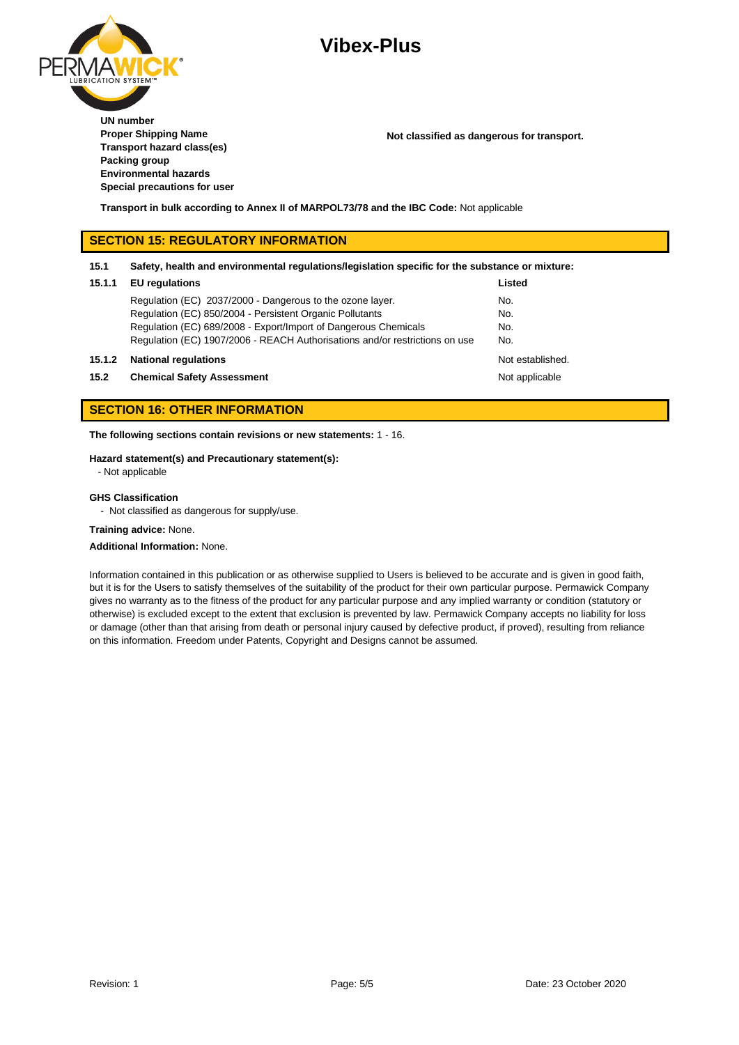| | |
|---|---|
| **UN number** | |
| **Proper Shipping Name** | **Not classified as dangerous for transport.** |
| **Transport hazard class(es)** | |
| **Packing group** | |
| **Environmental hazards** | |
| **Special precautions for user** | |

**Transport in bulk according to Annex II of MARPOL73/78 and the IBC Code:** Not applicable

## SECTION 15: REGULATORY INFORMATION

**15.1 Safety, health and environmental regulations/legislation specific for the substance or mixture:**

| **15.1.1** | **EU regulations** | **Listed** |
|---|---|---|
| | Regulation (EC) 2037/2000 - Dangerous to the ozone layer. | No. |
| | Regulation (EC) 850/2004 - Persistent Organic Pollutants | No. |
| | Regulation (EC) 689/2008 - Export/Import of Dangerous Chemicals | No. |
| | Regulation (EC) 1907/2006 - REACH Authorisations and/or restrictions on use | No. |
| **15.1.2** | **National regulations** | Not established. |
| **15.2** | **Chemical Safety Assessment** | Not applicable |

## SECTION 16: OTHER INFORMATION

**The following sections contain revisions or new statements:** 1 - 16.

**Hazard statement(s) and Precautionary statement(s):**

- Not applicable

**GHS Classification**

- Not classified as dangerous for supply/use.

**Training advice:** None.

**Additional Information:** None.

Information contained in this publication or as otherwise supplied to Users is believed to be accurate and is given in good faith, but it is for the Users to satisfy themselves of the suitability of the product for their own particular purpose. Permawick Company gives no warranty as to the fitness of the product for any particular purpose and any implied warranty or condition (statutory or otherwise) is excluded except to the extent that exclusion is prevented by law. Permawick Company accepts no liability for loss or damage (other than that arising from death or personal injury caused by defective product, if proved), resulting from reliance on this information. Freedom under Patents, Copyright and Designs cannot be assumed.